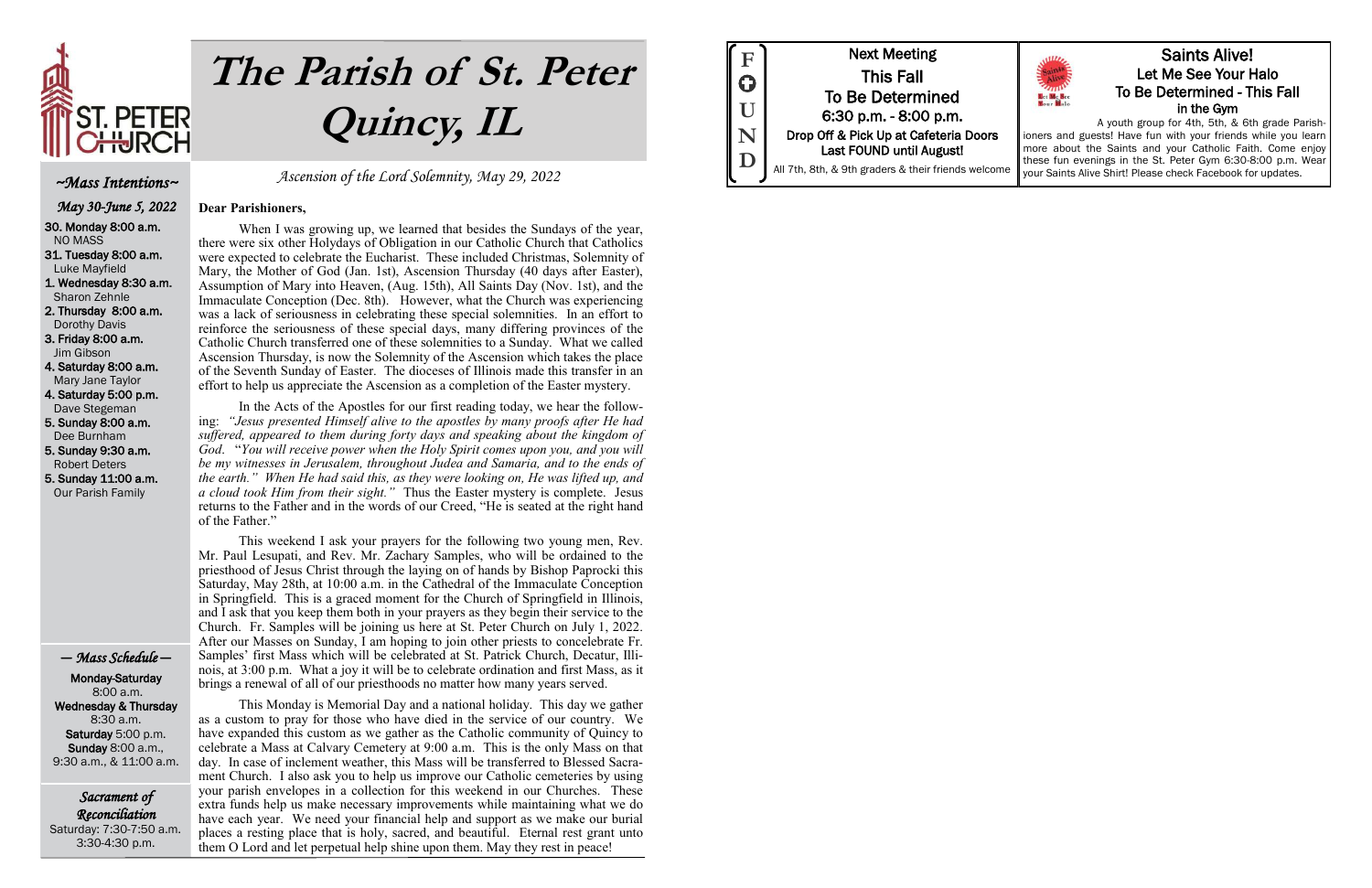ST. PETER CHURCH

# The Parish of St. Peter Quincy, IL

*Ascension of the Lord Solemnity, May 29, 2022*

## ~Mass Intentions~

*May 30-June 5, 2022*

- **30. Monday 8:00 a.m.** NO MASS
- **31. Tuesday 8:00 a.m.** Luke Mayfield
- **1. Wednesday 8:30 a.m.** Sharon Zehnle
- **2. Thursday 8:00 a.m.** Dorothy Davis
- **3. Friday 8:00 a.m.** Jim Gibson
- **4. Saturday 8:00 a.m.** Mary Jane Taylor
- **4. Saturday 5:00 p.m.** Dave Stegeman
- **5. Sunday 8:00 a.m.** Dee Burnham
- **5. Sunday 9:30 a.m.** Robert Deters
- **5. Sunday 11:00 a.m.** Our Parish Family

## — Mass Schedule —

**Monday-Saturday**
8:00 a.m.
**Wednesday & Thursday**
8:30 a.m.
**Saturday** 5:00 p.m.
**Sunday** 8:00 a.m., 9:30 a.m., & 11:00 a.m.

## Sacrament of Reconciliation

Saturday: 7:30-7:50 a.m.
3:30-4:30 p.m.

**Dear Parishioners,**

When I was growing up, we learned that besides the Sundays of the year, there were six other Holydays of Obligation in our Catholic Church that Catholics were expected to celebrate the Eucharist. These included Christmas, Solemnity of Mary, the Mother of God (Jan. 1st), Ascension Thursday (40 days after Easter), Assumption of Mary into Heaven, (Aug. 15th), All Saints Day (Nov. 1st), and the Immaculate Conception (Dec. 8th). However, what the Church was experiencing was a lack of seriousness in celebrating these special solemnities. In an effort to reinforce the seriousness of these special days, many differing provinces of the Catholic Church transferred one of these solemnities to a Sunday. What we called Ascension Thursday, is now the Solemnity of the Ascension which takes the place of the Seventh Sunday of Easter. The dioceses of Illinois made this transfer in an effort to help us appreciate the Ascension as a completion of the Easter mystery.

In the Acts of the Apostles for our first reading today, we hear the following: *"Jesus presented Himself alive to the apostles by many proofs after He had suffered, appeared to them during forty days and speaking about the kingdom of God.* "*You will receive power when the Holy Spirit comes upon you, and you will be my witnesses in Jerusalem, throughout Judea and Samaria, and to the ends of the earth." When He had said this, as they were looking on, He was lifted up, and a cloud took Him from their sight."* Thus the Easter mystery is complete. Jesus returns to the Father and in the words of our Creed, "He is seated at the right hand of the Father."

This weekend I ask your prayers for the following two young men, Rev. Mr. Paul Lesupati, and Rev. Mr. Zachary Samples, who will be ordained to the priesthood of Jesus Christ through the laying on of hands by Bishop Paprocki this Saturday, May 28th, at 10:00 a.m. in the Cathedral of the Immaculate Conception in Springfield. This is a graced moment for the Church of Springfield in Illinois, and I ask that you keep them both in your prayers as they begin their service to the Church. Fr. Samples will be joining us here at St. Peter Church on July 1, 2022. After our Masses on Sunday, I am hoping to join other priests to concelebrate Fr. Samples' first Mass which will be celebrated at St. Patrick Church, Decatur, Illinois, at 3:00 p.m. What a joy it will be to celebrate ordination and first Mass, as it brings a renewal of all of our priesthoods no matter how many years served.

This Monday is Memorial Day and a national holiday. This day we gather as a custom to pray for those who have died in the service of our country. We have expanded this custom as we gather as the Catholic community of Quincy to celebrate a Mass at Calvary Cemetery at 9:00 a.m. This is the only Mass on that day. In case of inclement weather, this Mass will be transferred to Blessed Sacrament Church. I also ask you to help us improve our Catholic cemeteries by using your parish envelopes in a collection for this weekend in our Churches. These extra funds help us make necessary improvements while maintaining what we do have each year. We need your financial help and support as we make our burial places a resting place that is holy, sacred, and beautiful. Eternal rest grant unto them O Lord and let perpetual help shine upon them. May they rest in peace!

---

**FOUND**

**Next Meeting**
**This Fall**
**To Be Determined**
**6:30 p.m. - 8:00 p.m.**
**Drop Off & Pick Up at Cafeteria Doors**
**Last FOUND until August!**
All 7th, 8th, & 9th graders & their friends welcome

---

## Saints Alive!
### Let Me See Your Halo
### To Be Determined - This Fall
**in the Gym**

A youth group for 4th, 5th, & 6th grade Parishioners and guests! Have fun with your friends while you learn more about the Saints and your Catholic Faith. Come enjoy these fun evenings in the St. Peter Gym 6:30-8:00 p.m. Wear your Saints Alive Shirt! Please check Facebook for updates.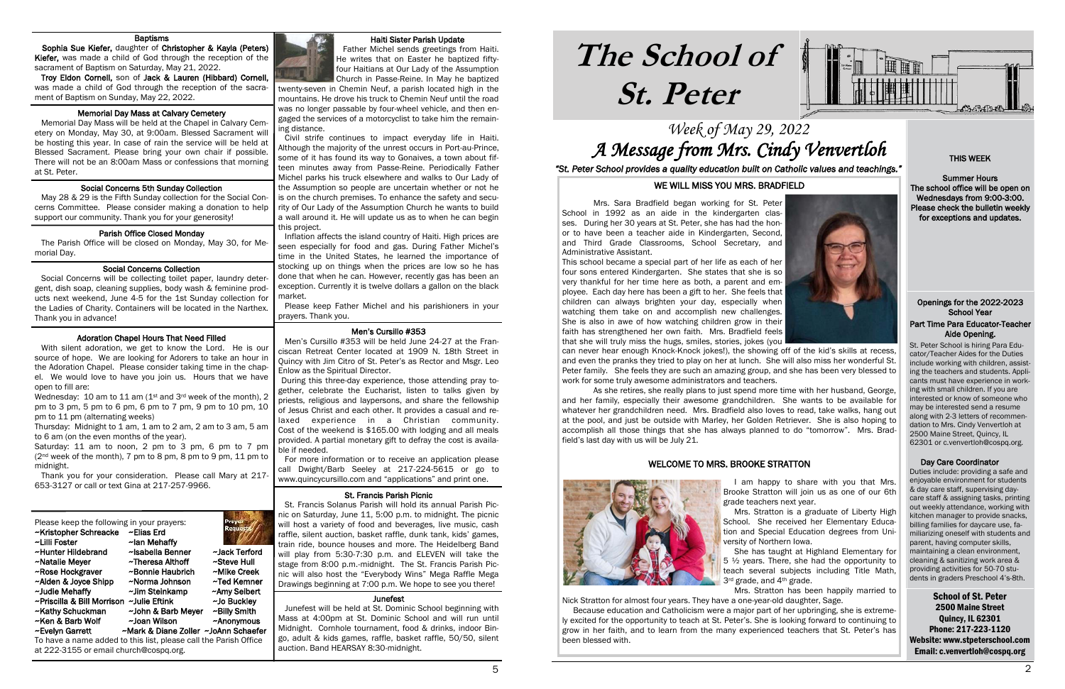## Baptisms

**Sophia Sue Kiefer,** daughter of **Christopher & Kayla (Peters) Kiefer,** was made a child of God through the reception of the sacrament of Baptism on Saturday, May 21, 2022.

**Troy Eldon Cornell,** son of **Jack & Lauren (Hibbard) Cornell,** was made a child of God through the reception of the sacrament of Baptism on Sunday, May 22, 2022.

## Memorial Day Mass at Calvary Cemetery

Memorial Day Mass will be held at the Chapel in Calvary Cemetery on Monday, May 30, at 9:00am. Blessed Sacrament will be hosting this year. In case of rain the service will be held at Blessed Sacrament. Please bring your own chair if possible. There will not be an 8:00am Mass or confessions that morning at St. Peter.

## Social Concerns 5th Sunday Collection

May 28 & 29 is the Fifth Sunday collection for the Social Concerns Committee. Please consider making a donation to help support our community. Thank you for your generosity!

## Parish Office Closed Monday

The Parish Office will be closed on Monday, May 30, for Memorial Day.

## Social Concerns Collection

Social Concerns will be collecting toilet paper, laundry detergent, dish soap, cleaning supplies, body wash & feminine products next weekend, June 4-5 for the 1st Sunday collection for the Ladies of Charity. Containers will be located in the Narthex. Thank you in advance!

## Adoration Chapel Hours That Need Filled

With silent adoration, we get to know the Lord. He is our source of hope. We are looking for Adorers to take an hour in the Adoration Chapel. Please consider taking time in the chapel. We would love to have you join us. Hours that we have open to fill are:

Wednesday: 10 am to 11 am (1st and 3rd week of the month), 2 pm to 3 pm, 5 pm to 6 pm, 6 pm to 7 pm, 9 pm to 10 pm, 10 pm to 11 pm (alternating weeks)

Thursday: Midnight to 1 am, 1 am to 2 am, 2 am to 3 am, 5 am to 6 am (on the even months of the year).

Saturday: 11 am to noon, 2 pm to 3 pm, 6 pm to 7 pm (2nd week of the month), 7 pm to 8 pm, 8 pm to 9 pm, 11 pm to midnight.

Thank you for your consideration. Please call Mary at 217-653-3127 or call or text Gina at 217-257-9966.

Please keep the following in your prayers:

| | | |
|---|---|---|
| ~Kristopher Schreacke | ~Elias Erd | |
| ~Lilli Foster | ~Ian Mehaffy | |
| ~Hunter Hildebrand | ~Isabella Benner | ~Jack Terford |
| ~Natalie Meyer | ~Theresa Althoff | ~Steve Hull |
| ~Rose Hockgraver | ~Bonnie Haubrich | ~Mike Creek |
| ~Alden & Joyce Shipp | ~Norma Johnson | ~Ted Kemner |
| ~Judie Mehaffy | ~Jim Steinkamp | ~Amy Seibert |
| ~Priscilla & Bill Morrison | ~Julie Eftink | ~Jo Buckley |
| ~Kathy Schuckman | ~John & Barb Meyer | ~Billy Smith |
| ~Ken & Barb Wolf | ~Joan Wilson | ~Anonymous |
| ~Evelyn Garrett | ~Mark & Diane Zoller | ~JoAnn Schaefer |

To have a name added to this list, please call the Parish Office at 222-3155 or email church@cospq.org.

## Haiti Sister Parish Update

Father Michel sends greetings from Haiti. He writes that on Easter he baptized fifty-four Haitians at Our Lady of the Assumption Church in Passe-Reine. In May he baptized twenty-seven in Chemin Neuf, a parish located high in the mountains. He drove his truck to Chemin Neuf until the road was no longer passable by four-wheel vehicle, and then engaged the services of a motorcyclist to take him the remaining distance.

Civil strife continues to impact everyday life in Haiti. Although the majority of the unrest occurs in Port-au-Prince, some of it has found its way to Gonaives, a town about fifteen minutes away from Passe-Reine. Periodically Father Michel parks his truck elsewhere and walks to Our Lady of the Assumption so people are uncertain whether or not he is on the church premises. To enhance the safety and security of Our Lady of the Assumption Church he wants to build a wall around it. He will update us as to when he can begin this project.

Inflation affects the island country of Haiti. High prices are seen especially for food and gas. During Father Michel's time in the United States, he learned the importance of stocking up on things when the prices are low so he has done that when he can. However, recently gas has been an exception. Currently it is twelve dollars a gallon on the black market.

Please keep Father Michel and his parishioners in your prayers. Thank you.

## Men's Cursillo #353

Men's Cursillo #353 will be held June 24-27 at the Franciscan Retreat Center located at 1909 N. 18th Street in Quincy with Jim Citro of St. Peter's as Rector and Msgr. Leo Enlow as the Spiritual Director.

During this three-day experience, those attending pray together, celebrate the Eucharist, listen to talks given by priests, religious and laypersons, and share the fellowship of Jesus Christ and each other. It provides a casual and relaxed experience in a Christian community. Cost of the weekend is $165.00 with lodging and all meals provided. A partial monetary gift to defray the cost is available if needed.

For more information or to receive an application please call Dwight/Barb Seeley at 217-224-5615 or go to www.quincycursillo.com and "applications" and print one.

## St. Francis Parish Picnic

St. Francis Solanus Parish will hold its annual Parish Picnic on Saturday, June 11, 5:00 p.m. to midnight. The picnic will host a variety of food and beverages, live music, cash raffle, silent auction, basket raffle, dunk tank, kids' games, train ride, bounce houses and more. The Heidelberg Band will play from 5:30-7:30 p.m. and ELEVEN will take the stage from 8:00 p.m.-midnight. The St. Francis Parish Picnic will also host the "Everybody Wins" Mega Raffle Mega Drawings beginning at 7:00 p.m. We hope to see you there!

## Junefest

Junefest will be held at St. Dominic School beginning with Mass at 4:00pm at St. Dominic School and will run until Midnight. Cornhole tournament, food & drinks, indoor Bingo, adult & kids games, raffle, basket raffle, 50/50, silent auction. Band HEARSAY 8:30-midnight.

# The School of St. Peter

## *Week of May 29, 2022*
## *A Message from Mrs. Cindy Venvertloh*

*"St. Peter School provides a quality education built on Catholic values and teachings."*

### WE WILL MISS YOU MRS. BRADFIELD

Mrs. Sara Bradfield began working for St. Peter School in 1992 as an aide in the kindergarten classes. During her 30 years at St. Peter, she has had the honor to have been a teacher aide in Kindergarten, Second, and Third Grade Classrooms, School Secretary, and Administrative Assistant.

This school became a special part of her life as each of her four sons entered Kindergarten. She states that she is so very thankful for her time here as both, a parent and employee. Each day here has been a gift to her. She feels that children can always brighten your day, especially when watching them take on and accomplish new challenges. She is also in awe of how watching children grow in their faith has strengthened her own faith. Mrs. Bradfield feels that she will truly miss the hugs, smiles, stories, jokes (you can never hear enough Knock-Knock jokes!), the showing off of the kid's skills at recess, and even the pranks they tried to play on her at lunch. She will also miss her wonderful St. Peter family. She feels they are such an amazing group, and she has been very blessed to work for some truly awesome administrators and teachers.

As she retires, she really plans to just spend more time with her husband, George, and her family, especially their awesome grandchildren. She wants to be available for whatever her grandchildren need. Mrs. Bradfield also loves to read, take walks, hang out at the pool, and just be outside with Marley, her Golden Retriever. She is also hoping to accomplish all those things that she has always planned to do "tomorrow". Mrs. Bradfield's last day with us will be July 21.

### WELCOME TO MRS. BROOKE STRATTON

I am happy to share with you that Mrs. Brooke Stratton will join us as one of our 6th grade teachers next year.

Mrs. Stratton is a graduate of Liberty High School. She received her Elementary Education and Special Education degrees from University of Northern Iowa.

She has taught at Highland Elementary for 5 ½ years. There, she had the opportunity to teach several subjects including Title Math, 3rd grade, and 4th grade.

Mrs. Stratton has been happily married to Nick Stratton for almost four years. They have a one-year-old daughter, Sage.

Because education and Catholicism were a major part of her upbringing, she is extremely excited for the opportunity to teach at St. Peter's. She is looking forward to continuing to grow in her faith, and to learn from the many experienced teachers that St. Peter's has been blessed with.

### THIS WEEK

**Summer Hours**
**The school office will be open on Wednesdays from 9:00-3:00. Please check the bulletin weekly for exceptions and updates.**

### Openings for the 2022-2023 School Year

**Part Time Para Educator-Teacher Aide Opening.**

St. Peter School is hiring Para Educator/Teacher Aides for the Duties include working with children, assisting the teachers and students. Applicants must have experience in working with small children. If you are interested or know of someone who may be interested send a resume along with 2-3 letters of recommendation to Mrs. Cindy Venvertloh at 2500 Maine Street, Quincy, IL 62301 or c.venvertloh@cospq.org.

**Day Care Coordinator**

Duties include: providing a safe and enjoyable environment for students & day care staff, supervising daycare staff & assigning tasks, printing out weekly attendance, working with kitchen manager to provide snacks, billing families for daycare use, familiarizing oneself with students and parent, having computer skills, maintaining a clean environment, cleaning & sanitizing work area & providing activities for 50-70 students in graders Preschool 4's-8th.

**School of St. Peter**
**2500 Maine Street**
**Quincy, IL 62301**
**Phone: 217-223-1120**
**Website: www.stpeterschool.com**
**Email: c.venvertloh@cospq.org**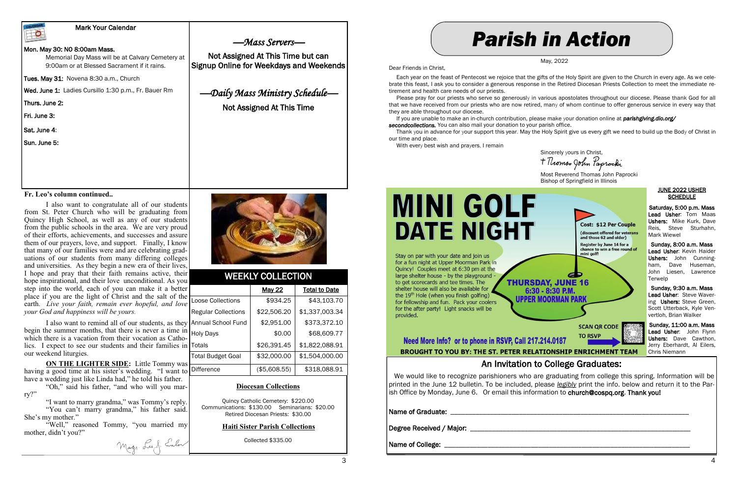## Mark Your Calendar

**Mon. May 30: NO 8:00am Mass.**
Memorial Day Mass will be at Calvary Cemetery at 9:00am or at Blessed Sacrament if it rains.

**Tues. May 31:** Novena 8:30 a.m., Church

**Wed. June 1:** Ladies Cursillo 1:30 p.m., Fr. Bauer Rm

**Thurs. June 2:**

**Fri. June 3:**

**Sat. June 4:**

**Sun. June 5:**

## *—Mass Servers—*

Not Assigned At This Time but can Signup Online for Weekdays and Weekends

## *—Daily Mass Ministry Schedule—*

Not Assigned At This Time

**Fr. Leo's column continued..**

I also want to congratulate all of our students from St. Peter Church who will be graduating from Quincy High School, as well as any of our students from the public schools in the area. We are very proud of their efforts, achievements, and successes and assure them of our prayers, love, and support. Finally, I know that many of our families were and are celebrating graduations of our students from many differing colleges and universities. As they begin a new era of their lives, I hope and pray that their faith remains active, their hope inspirational, and their love unconditional. As you step into the world, each of you can make it a better place if you are the light of Christ and the salt of the earth. *Live your faith, remain ever hopeful, and love your God and happiness will be yours.*

I also want to remind all of our students, as they begin the summer months, that there is never a time in which there is a vacation from their vocation as Catholics. I expect to see our students and their families in our weekend liturgies.

**ON THE LIGHTER SIDE:** Little Tommy was having a good time at his sister's wedding. "I want to have a wedding just like Linda had," he told his father.

"Oh," said his father, "and who will you marry?"

"I want to marry grandma," was Tommy's reply.

"You can't marry grandma," his father said. She's my mother."

"Well," reasoned Tommy, "you married my mother, didn't you?"

Msgr. Leo J. Enlow

## WEEKLY COLLECTION

| | May 22 | Total to Date |
|---|---|---|
| Loose Collections | $934.25 | $43,103.70 |
| Regular Collections | $22,506.20 | $1,337,003.34 |
| Annual School Fund | $2,951.00 | $373,372.10 |
| Holy Days | $0.00 | $68,609.77 |
| Totals | $26,391.45 | $1,822,088.91 |
| Total Budget Goal | $32,000.00 | $1,504,000.00 |
| Difference | ($5,608.55) | $318,088.91 |

**Diocesan Collections**

Quincy Catholic Cemetery: $220.00
Communications: $130.00 Seminarians: $20.00
Retired Diocesan Priests: $30.00

**Haiti Sister Parish Collections**

Collected $335.00

# *Parish in Action*

May, 2022

Dear Friends in Christ,

Each year on the feast of Pentecost we rejoice that the gifts of the Holy Spirit are given to the Church in every age. As we celebrate this feast, I ask you to consider a generous response in the Retired Diocesan Priests Collection to meet the immediate retirement and health care needs of our priests.

Please pray for our priests who serve so generously in various apostolates throughout our diocese. Please thank God for all that we have received from our priests who are now retired, many of whom continue to offer generous service in every way that they are able throughout our diocese.

If you are unable to make an in-church contribution, please make your donation online at ***parishgiving.dio.org/secondcollections.*** You can also mail your donation to your parish office.

Thank you in advance for your support this year. May the Holy Spirit give us every gift we need to build up the Body of Christ in our time and place.

With every best wish and prayers, I remain

Sincerely yours in Christ,
+Thomas John Paprocki

Most Reverend Thomas John Paprocki
Bishop of Springfield in Illinois

# MINI GOLF DATE NIGHT

**Cost: $12 Per Couple**
(discount offered for veterans and those 62 and older)
Register by June 14 for a chance to win a free round of mini golf!

Stay on par with your date and join us for a fun night at Upper Moorman Park in Quincy! Couples meet at 6:30 pm at the large shelter house - by the playground - to get scorecards and tee times. The shelter house will also be available for the 19th Hole (when you finish golfing) for fellowship and fun. Pack your coolers for the after party! Light snacks will be provided.

**THURSDAY, JUNE 16**
**6:30 - 8:30 P.M.**
**UPPER MOORMAN PARK**

SCAN QR CODE TO RSVP

**Need More Info? or to phone in RSVP, Call 217.214.0187**

**BROUGHT TO YOU BY: THE ST. PETER RELATIONSHIP ENRICHMENT TEAM**

**JUNE 2022 USHER SCHEDULE**

**Saturday, 5:00 p.m. Mass**
**Lead Usher**: Tom Maas
**Ushers:** Mike Kurk, Dave Reis, Steve Sturhahn, Mark Wiewel

**Sunday, 8:00 a.m. Mass**
**Lead Usher**: Kevin Haider
**Ushers:** John Cunningham, Dave Huseman, John Liesen, Lawrence Terwelp

**Sunday, 9:30 a.m. Mass**
**Lead Usher**: Steve Wavering **Ushers:** Steve Green, Scott Utterback, Kyle Venvertloh, Brian Walker

**Sunday, 11:00 a.m. Mass**
**Lead Usher**: John Flynn
**Ushers:** Dave Cawthon, Jerry Eberhardt, Al Eilers, Chris Niemann

## An Invitation to College Graduates:

We would like to recognize parishioners who are graduating from college this spring. Information will be printed in the June 12 bulletin. To be included, please *legibly* print the info. below and return it to the Parish Office by Monday, June 6. Or email this information to **church@cospq.org**. **Thank you!**

Name of Graduate: ______________________________

Degree Received / Major: ______________________________

Name of College: ______________________________